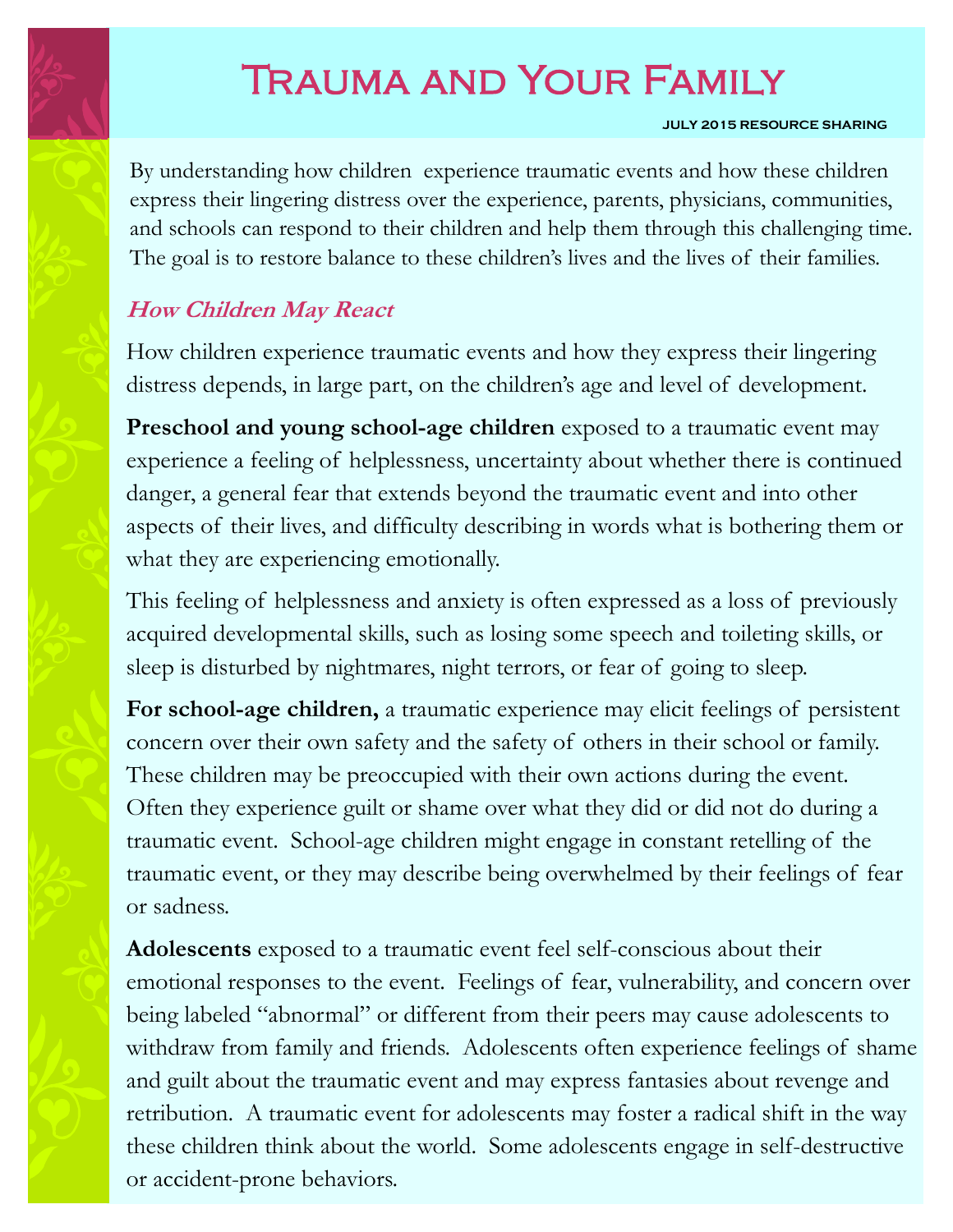# Trauma and Your Family

JULY 2015 RESOURCE SHARING

By understanding how children experience traumatic events and how these children express their lingering distress over the experience, parents, physicians, communities, and schools can respond to their children and help them through this challenging time. The goal is to restore balance to these children's lives and the lives of their families.

## *How Children May React*

How children experience traumatic events and how they express their lingering distress depends, in large part, on the children's age and level of development.

**Preschool and young school-age children** exposed to a traumatic event may experience a feeling of helplessness, uncertainty about whether there is continued danger, a general fear that extends beyond the traumatic event and into other aspects of their lives, and difficulty describing in words what is bothering them or what they are experiencing emotionally.

This feeling of helplessness and anxiety is often expressed as a loss of previously acquired developmental skills, such as losing some speech and toileting skills, or sleep is disturbed by nightmares, night terrors, or fear of going to sleep.

**For school-age children,** a traumatic experience may elicit feelings of persistent concern over their own safety and the safety of others in their school or family. These children may be preoccupied with their own actions during the event. Often they experience guilt or shame over what they did or did not do during a traumatic event. School-age children might engage in constant retelling of the traumatic event, or they may describe being overwhelmed by their feelings of fear or sadness.

**Adolescents** exposed to a traumatic event feel self-conscious about their emotional responses to the event. Feelings of fear, vulnerability, and concern over being labeled "abnormal" or different from their peers may cause adolescents to withdraw from family and friends. Adolescents often experience feelings of shame and guilt about the traumatic event and may express fantasies about revenge and retribution. A traumatic event for adolescents may foster a radical shift in the way these children think about the world. Some adolescents engage in self-destructive or accident-prone behaviors.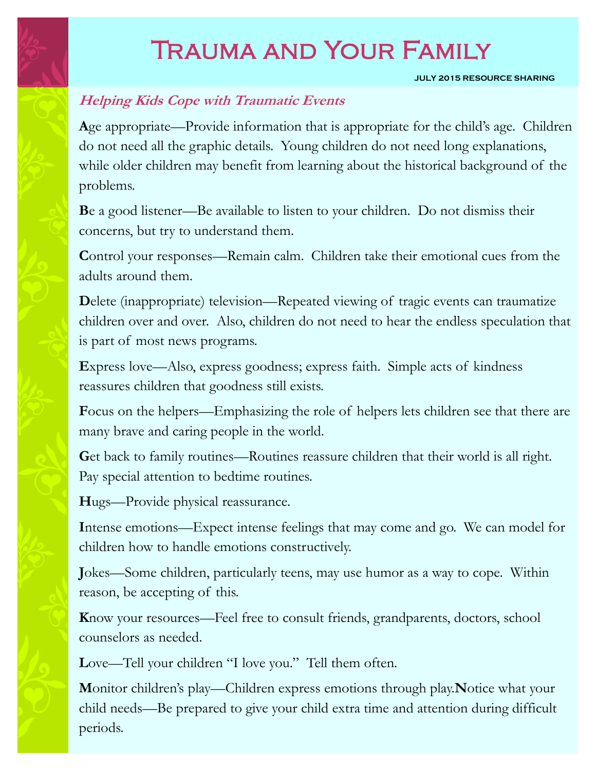# Trauma and Your Family

JULY 2015 RESOURCE SHARING

### *Helping Kids Cope with Traumatic Events*

**A**ge appropriate—Provide information that is appropriate for the child's age. Children do not need all the graphic details. Young children do not need long explanations, while older children may benefit from learning about the historical background of the problems.

**B**e a good listener—Be available to listen to your children. Do not dismiss their concerns, but try to understand them.

**C**ontrol your responses—Remain calm. Children take their emotional cues from the adults around them.

**D**elete (inappropriate) television—Repeated viewing of tragic events can traumatize children over and over. Also, children do not need to hear the endless speculation that is part of most news programs.

**E**xpress love—Also, express goodness; express faith. Simple acts of kindness reassures children that goodness still exists.

**F**ocus on the helpers—Emphasizing the role of helpers lets children see that there are many brave and caring people in the world.

**G**et back to family routines—Routines reassure children that their world is all right. Pay special attention to bedtime routines.

**H**ugs—Provide physical reassurance.

**I**ntense emotions—Expect intense feelings that may come and go. We can model for children how to handle emotions constructively.

**J**okes—Some children, particularly teens, may use humor as a way to cope. Within reason, be accepting of this.

**K**now your resources—Feel free to consult friends, grandparents, doctors, school counselors as needed.

**L**ove—Tell your children "I love you." Tell them often.

**M**onitor children's play—Children express emotions through play.

**N**otice what your child needs—Be prepared to give your child extra time and attention during difficult periods.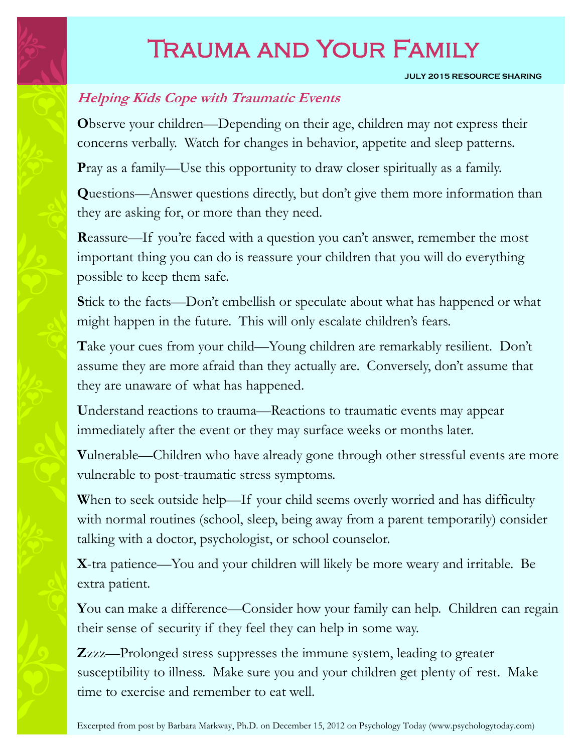# Trauma and Your Family

JULY 2015 RESOURCE SHARING

## *Helping Kids Cope with Traumatic Events*

**O**bserve your children—Depending on their age, children may not express their concerns verbally. Watch for changes in behavior, appetite and sleep patterns.

**P**ray as a family—Use this opportunity to draw closer spiritually as a family.

**Q**uestions—Answer questions directly, but don't give them more information than they are asking for, or more than they need.

**R**eassure—If you're faced with a question you can't answer, remember the most important thing you can do is reassure your children that you will do everything possible to keep them safe.

**S**tick to the facts—Don't embellish or speculate about what has happened or what might happen in the future. This will only escalate children's fears.

**T**ake your cues from your child—Young children are remarkably resilient. Don't assume they are more afraid than they actually are. Conversely, don't assume that they are unaware of what has happened.

**U**nderstand reactions to trauma—Reactions to traumatic events may appear immediately after the event or they may surface weeks or months later.

**V**ulnerable—Children who have already gone through other stressful events are more vulnerable to post-traumatic stress symptoms.

**W**hen to seek outside help—If your child seems overly worried and has difficulty with normal routines (school, sleep, being away from a parent temporarily) consider talking with a doctor, psychologist, or school counselor.

**X**-tra patience—You and your children will likely be more weary and irritable. Be extra patient.

**Y**ou can make a difference—Consider how your family can help. Children can regain their sense of security if they feel they can help in some way.

**Z**zzz—Prolonged stress suppresses the immune system, leading to greater susceptibility to illness. Make sure you and your children get plenty of rest. Make time to exercise and remember to eat well.

Excerpted from post by Barbara Markway, Ph.D. on December 15, 2012 on Psychology Today (www.psychologytoday.com)